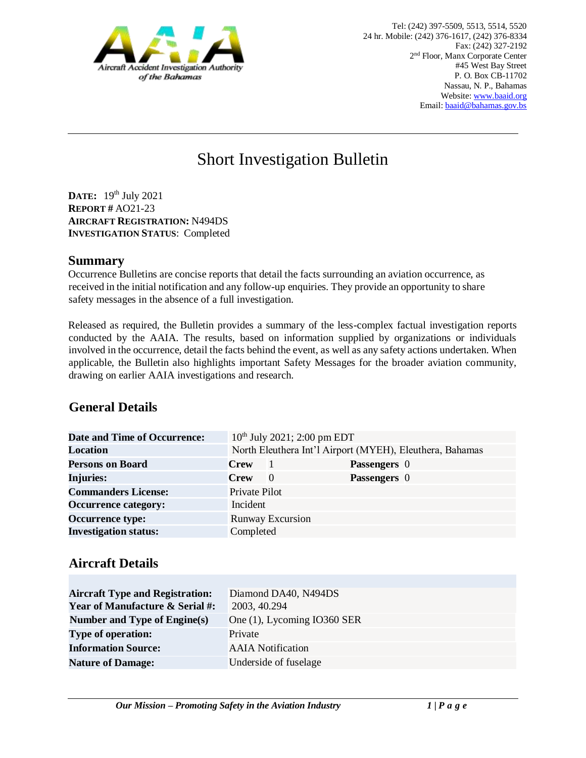Aircraft Accident Investigation Authority of the Bahamas

Tel: (242) 397-5509, 5513, 5514, 5520
24 hr. Mobile: (242) 376-1617, (242) 376-8334
Fax: (242) 327-2192
2nd Floor, Manx Corporate Center
#45 West Bay Street
P. O. Box CB-11702
Nassau, N. P., Bahamas
Website: www.baaid.org
Email: baaid@bahamas.gov.bs

# Short Investigation Bulletin

**DATE:** 19th July 2021
**REPORT #** AO21-23
**AIRCRAFT REGISTRATION:** N494DS
**INVESTIGATION STATUS**: Completed

## Summary

Occurrence Bulletins are concise reports that detail the facts surrounding an aviation occurrence, as received in the initial notification and any follow-up enquiries. They provide an opportunity to share safety messages in the absence of a full investigation.

Released as required, the Bulletin provides a summary of the less-complex factual investigation reports conducted by the AAIA. The results, based on information supplied by organizations or individuals involved in the occurrence, detail the facts behind the event, as well as any safety actions undertaken. When applicable, the Bulletin also highlights important Safety Messages for the broader aviation community, drawing on earlier AAIA investigations and research.

## General Details

| | | | | |
|---|---|---|---|---|
| **Date and Time of Occurrence:** | 10th July 2021; 2:00 pm EDT | | | |
| **Location** | North Eleuthera Int'l Airport (MYEH), Eleuthera, Bahamas | | | |
| **Persons on Board** | **Crew** | 1 | **Passengers** | 0 |
| **Injuries:** | **Crew** | 0 | **Passengers** | 0 |
| **Commanders License:** | Private Pilot | | | |
| **Occurrence category:** | Incident | | | |
| **Occurrence type:** | Runway Excursion | | | |
| **Investigation status:** | Completed | | | |

## Aircraft Details

| | |
|---|---|
| **Aircraft Type and Registration:** | Diamond DA40, N494DS |
| **Year of Manufacture & Serial #:** | 2003, 40.294 |
| **Number and Type of Engine(s)** | One (1), Lycoming IO360 SER |
| **Type of operation:** | Private |
| **Information Source:** | AAIA Notification |
| **Nature of Damage:** | Underside of fuselage |

*Our Mission – Promoting Safety in the Aviation Industry*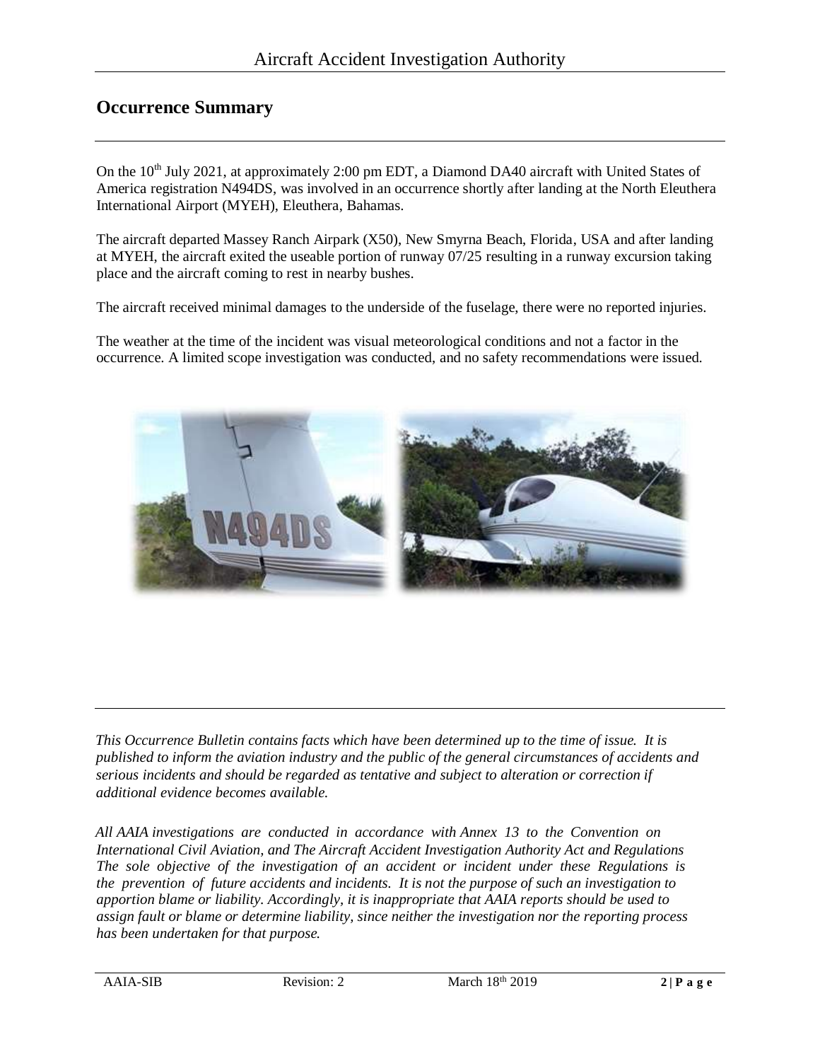## Occurrence Summary

On the 10th July 2021, at approximately 2:00 pm EDT, a Diamond DA40 aircraft with United States of America registration N494DS, was involved in an occurrence shortly after landing at the North Eleuthera International Airport (MYEH), Eleuthera, Bahamas.

The aircraft departed Massey Ranch Airpark (X50), New Smyrna Beach, Florida, USA and after landing at MYEH, the aircraft exited the useable portion of runway 07/25 resulting in a runway excursion taking place and the aircraft coming to rest in nearby bushes.

The aircraft received minimal damages to the underside of the fuselage, there were no reported injuries.

The weather at the time of the incident was visual meteorological conditions and not a factor in the occurrence. A limited scope investigation was conducted, and no safety recommendations were issued.

*This Occurrence Bulletin contains facts which have been determined up to the time of issue. It is published to inform the aviation industry and the public of the general circumstances of accidents and serious incidents and should be regarded as tentative and subject to alteration or correction if additional evidence becomes available.*

*All AAIA investigations are conducted in accordance with Annex 13 to the Convention on International Civil Aviation, and The Aircraft Accident Investigation Authority Act and Regulations The sole objective of the investigation of an accident or incident under these Regulations is the prevention of future accidents and incidents. It is not the purpose of such an investigation to apportion blame or liability. Accordingly, it is inappropriate that AAIA reports should be used to assign fault or blame or determine liability, since neither the investigation nor the reporting process has been undertaken for that purpose.*